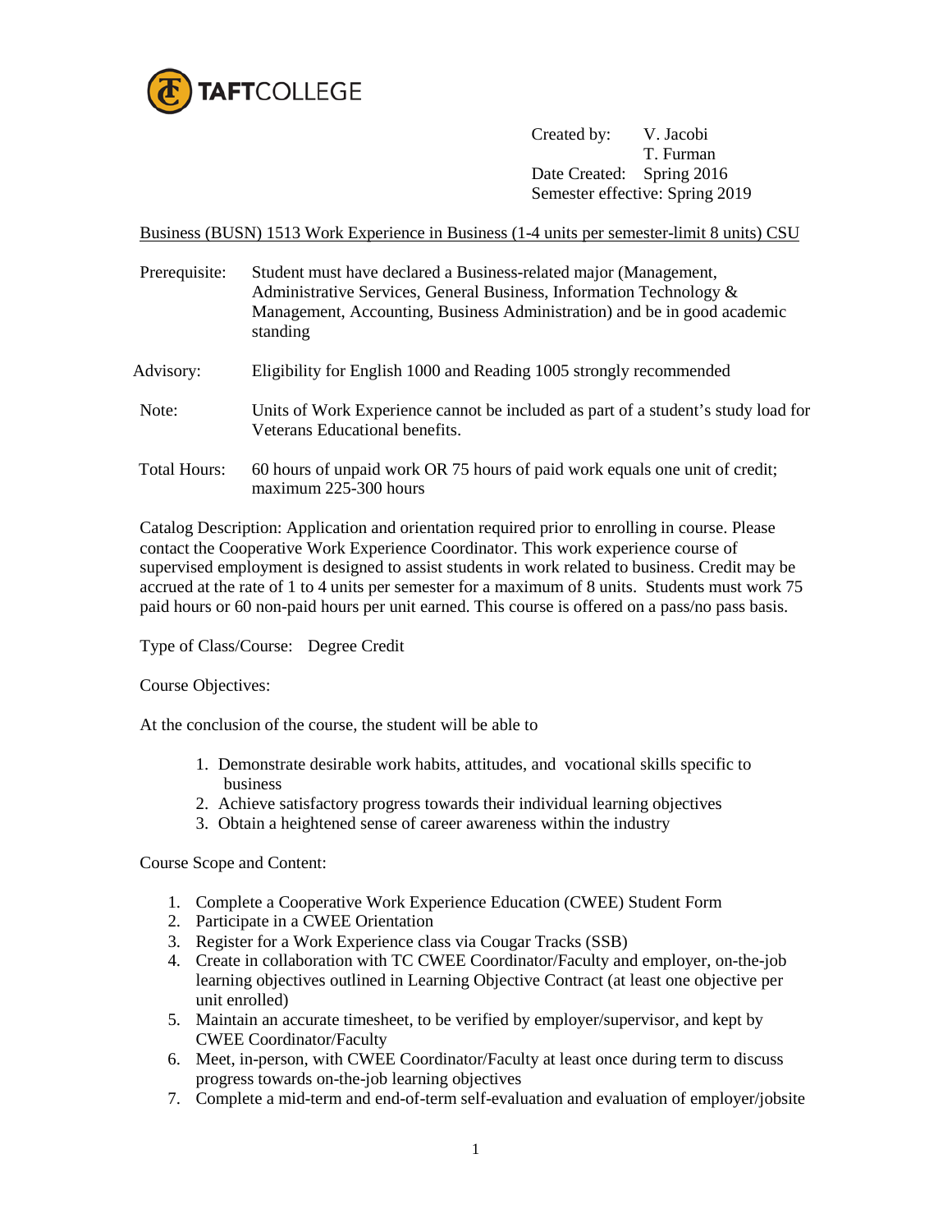TAFTCOLLEGE

Created by: V. Jacobi
T. Furman
Date Created: Spring 2016
Semester effective: Spring 2019

Business (BUSN) 1513 Work Experience in Business (1-4 units per semester-limit 8 units) CSU

Prerequisite: Student must have declared a Business-related major (Management, Administrative Services, General Business, Information Technology & Management, Accounting, Business Administration) and be in good academic standing

Advisory: Eligibility for English 1000 and Reading 1005 strongly recommended

Note: Units of Work Experience cannot be included as part of a student's study load for Veterans Educational benefits.

Total Hours: 60 hours of unpaid work OR 75 hours of paid work equals one unit of credit; maximum 225-300 hours

Catalog Description: Application and orientation required prior to enrolling in course. Please contact the Cooperative Work Experience Coordinator. This work experience course of supervised employment is designed to assist students in work related to business. Credit may be accrued at the rate of 1 to 4 units per semester for a maximum of 8 units. Students must work 75 paid hours or 60 non-paid hours per unit earned. This course is offered on a pass/no pass basis.

Type of Class/Course: Degree Credit

Course Objectives:

At the conclusion of the course, the student will be able to

1. Demonstrate desirable work habits, attitudes, and vocational skills specific to business
2. Achieve satisfactory progress towards their individual learning objectives
3. Obtain a heightened sense of career awareness within the industry

Course Scope and Content:

1. Complete a Cooperative Work Experience Education (CWEE) Student Form
2. Participate in a CWEE Orientation
3. Register for a Work Experience class via Cougar Tracks (SSB)
4. Create in collaboration with TC CWEE Coordinator/Faculty and employer, on-the-job learning objectives outlined in Learning Objective Contract (at least one objective per unit enrolled)
5. Maintain an accurate timesheet, to be verified by employer/supervisor, and kept by CWEE Coordinator/Faculty
6. Meet, in-person, with CWEE Coordinator/Faculty at least once during term to discuss progress towards on-the-job learning objectives
7. Complete a mid-term and end-of-term self-evaluation and evaluation of employer/jobsite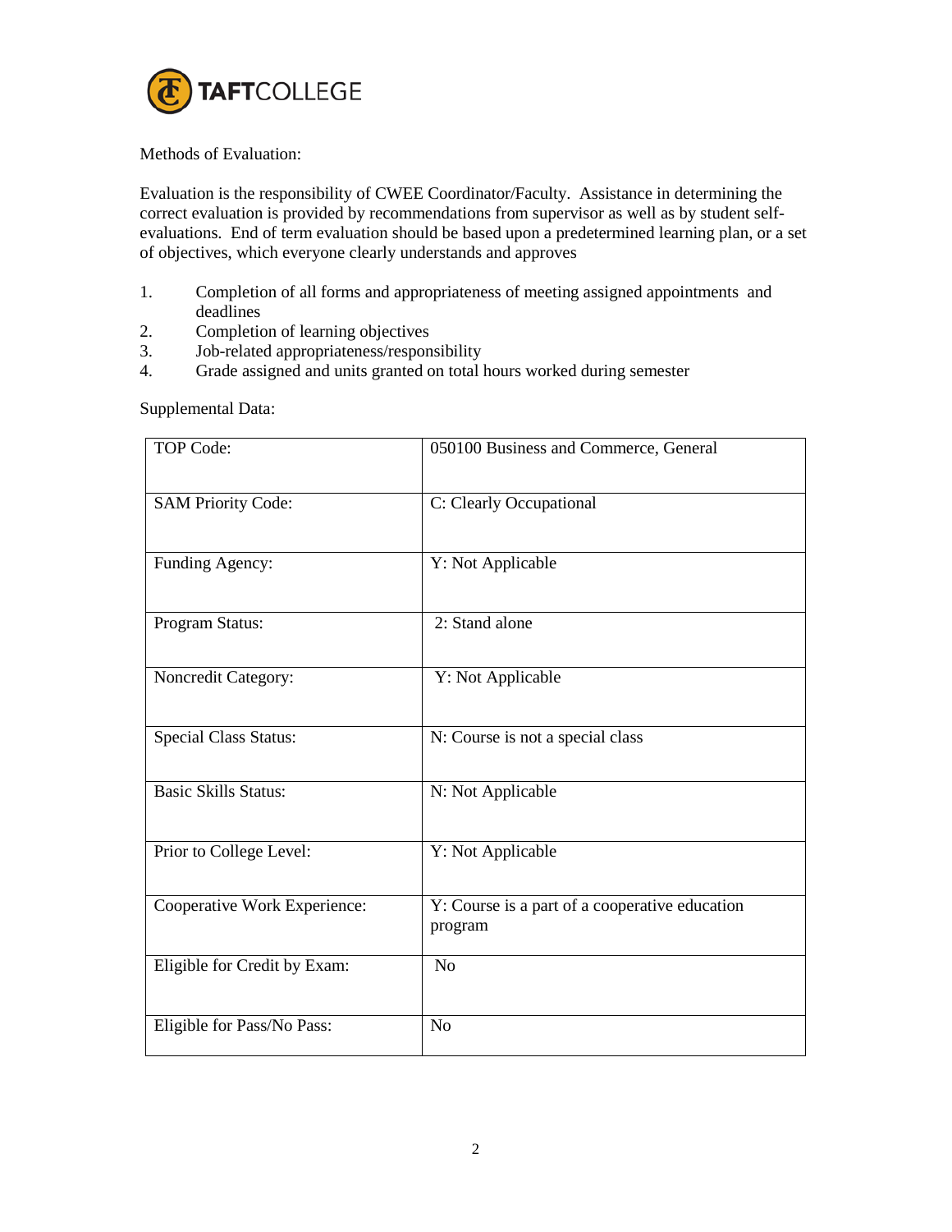Methods of Evaluation:

Evaluation is the responsibility of CWEE Coordinator/Faculty. Assistance in determining the correct evaluation is provided by recommendations from supervisor as well as by student self-evaluations. End of term evaluation should be based upon a predetermined learning plan, or a set of objectives, which everyone clearly understands and approves

1. Completion of all forms and appropriateness of meeting assigned appointments and deadlines
2. Completion of learning objectives
3. Job-related appropriateness/responsibility
4. Grade assigned and units granted on total hours worked during semester

Supplemental Data:

| | |
|---|---|
| TOP Code: | 050100 Business and Commerce, General |
| SAM Priority Code: | C: Clearly Occupational |
| Funding Agency: | Y: Not Applicable |
| Program Status: | 2: Stand alone |
| Noncredit Category: | Y: Not Applicable |
| Special Class Status: | N: Course is not a special class |
| Basic Skills Status: | N: Not Applicable |
| Prior to College Level: | Y: Not Applicable |
| Cooperative Work Experience: | Y: Course is a part of a cooperative education program |
| Eligible for Credit by Exam: | No |
| Eligible for Pass/No Pass: | No |